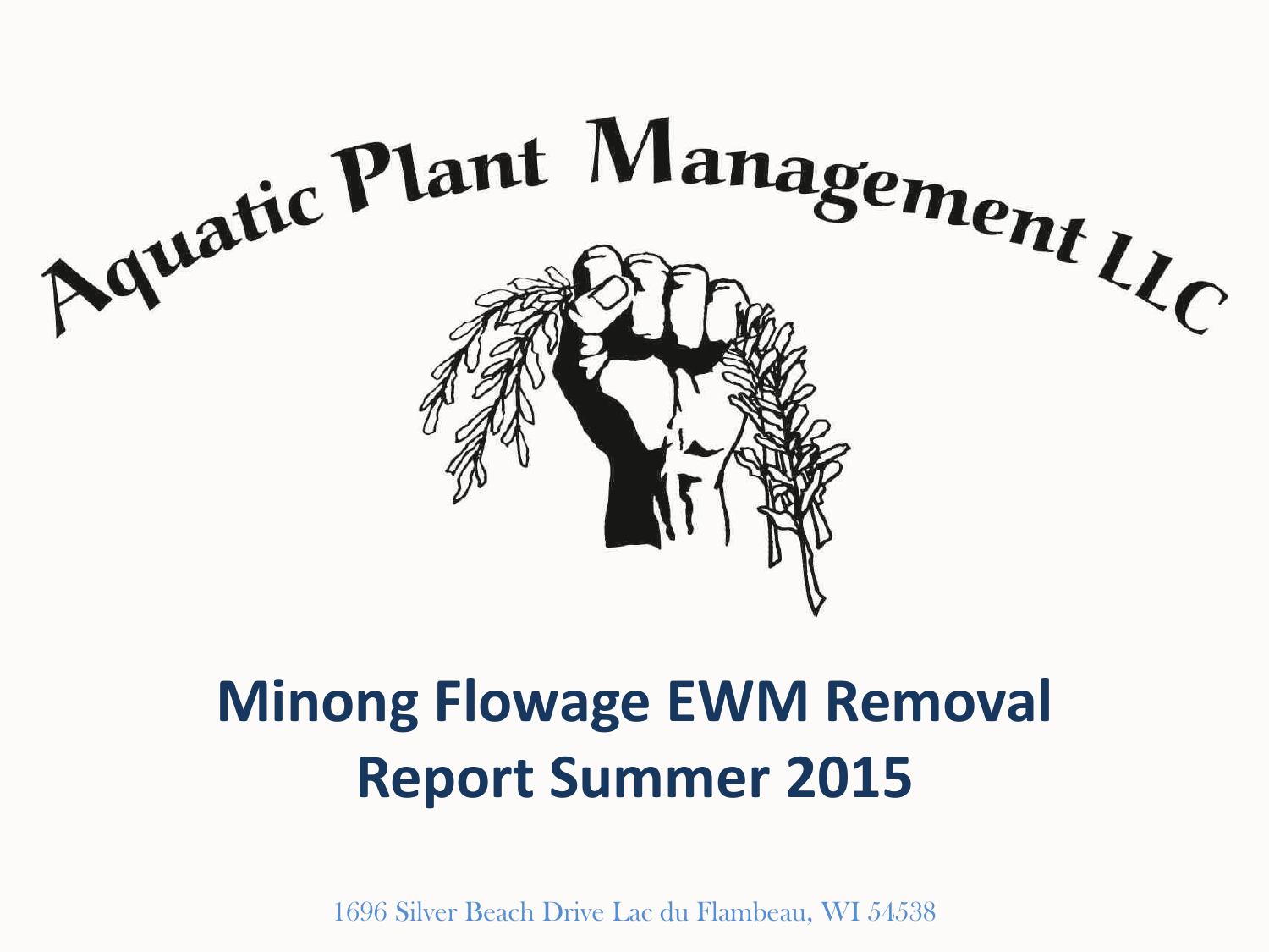Aquatic Plant Management LLC

# Minong Flowage EWM Removal Report Summer 2015

1696 Silver Beach Drive Lac du Flambeau, WI 54538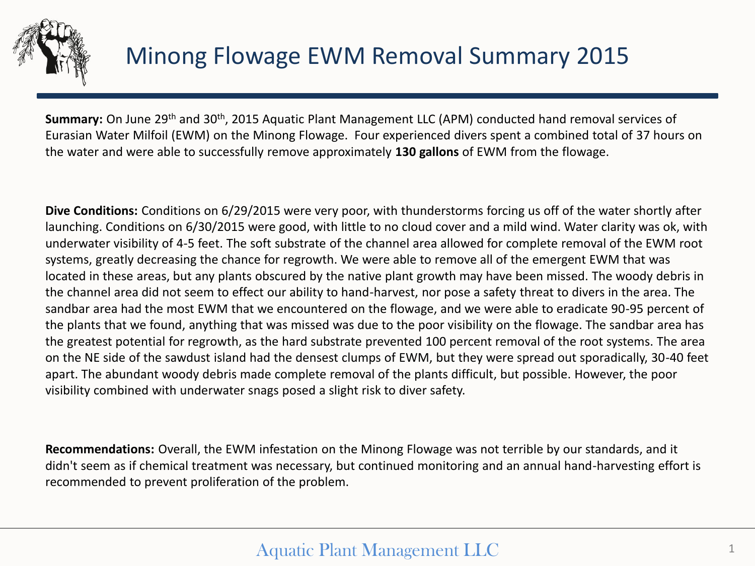# Minong Flowage EWM Removal Summary 2015

**Summary:** On June 29th and 30th, 2015 Aquatic Plant Management LLC (APM) conducted hand removal services of Eurasian Water Milfoil (EWM) on the Minong Flowage. Four experienced divers spent a combined total of 37 hours on the water and were able to successfully remove approximately **130 gallons** of EWM from the flowage.

**Dive Conditions:** Conditions on 6/29/2015 were very poor, with thunderstorms forcing us off of the water shortly after launching. Conditions on 6/30/2015 were good, with little to no cloud cover and a mild wind. Water clarity was ok, with underwater visibility of 4-5 feet. The soft substrate of the channel area allowed for complete removal of the EWM root systems, greatly decreasing the chance for regrowth. We were able to remove all of the emergent EWM that was located in these areas, but any plants obscured by the native plant growth may have been missed. The woody debris in the channel area did not seem to effect our ability to hand-harvest, nor pose a safety threat to divers in the area. The sandbar area had the most EWM that we encountered on the flowage, and we were able to eradicate 90-95 percent of the plants that we found, anything that was missed was due to the poor visibility on the flowage. The sandbar area has the greatest potential for regrowth, as the hard substrate prevented 100 percent removal of the root systems. The area on the NE side of the sawdust island had the densest clumps of EWM, but they were spread out sporadically, 30-40 feet apart. The abundant woody debris made complete removal of the plants difficult, but possible. However, the poor visibility combined with underwater snags posed a slight risk to diver safety.

**Recommendations:** Overall, the EWM infestation on the Minong Flowage was not terrible by our standards, and it didn't seem as if chemical treatment was necessary, but continued monitoring and an annual hand-harvesting effort is recommended to prevent proliferation of the problem.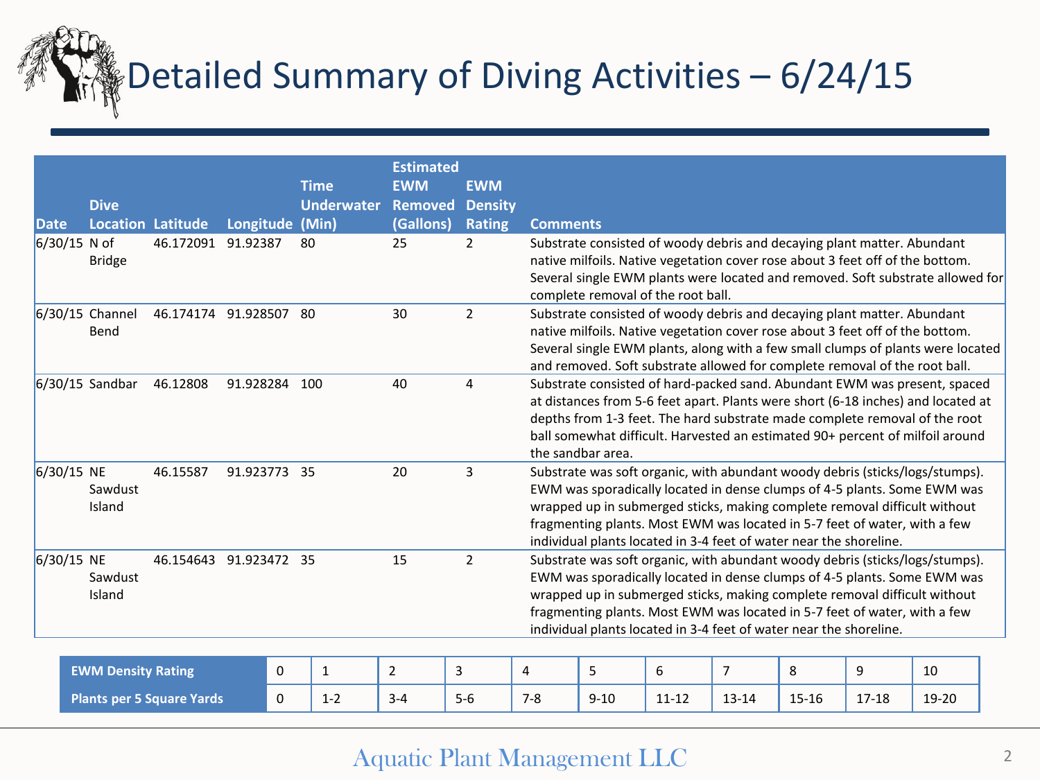# Detailed Summary of Diving Activities – 6/24/15

| Date | Dive Location | Latitude | Longitude | Time Underwater (Min) | Estimated EWM Removed (Gallons) | EWM Density Rating | Comments |
|---|---|---|---|---|---|---|---|
| 6/30/15 | N of Bridge | 46.172091 | 91.92387 | 80 | 25 | 2 | Substrate consisted of woody debris and decaying plant matter. Abundant native milfoils. Native vegetation cover rose about 3 feet off of the bottom. Several single EWM plants were located and removed. Soft substrate allowed for complete removal of the root ball. |
| 6/30/15 | Channel Bend | 46.174174 | 91.928507 | 80 | 30 | 2 | Substrate consisted of woody debris and decaying plant matter. Abundant native milfoils. Native vegetation cover rose about 3 feet off of the bottom. Several single EWM plants, along with a few small clumps of plants were located and removed. Soft substrate allowed for complete removal of the root ball. |
| 6/30/15 | Sandbar | 46.12808 | 91.928284 | 100 | 40 | 4 | Substrate consisted of hard-packed sand. Abundant EWM was present, spaced at distances from 5-6 feet apart. Plants were short (6-18 inches) and located at depths from 1-3 feet. The hard substrate made complete removal of the root ball somewhat difficult. Harvested an estimated 90+ percent of milfoil around the sandbar area. |
| 6/30/15 | NE Sawdust Island | 46.15587 | 91.923773 | 35 | 20 | 3 | Substrate was soft organic, with abundant woody debris (sticks/logs/stumps). EWM was sporadically located in dense clumps of 4-5 plants. Some EWM was wrapped up in submerged sticks, making complete removal difficult without fragmenting plants. Most EWM was located in 5-7 feet of water, with a few individual plants located in 3-4 feet of water near the shoreline. |
| 6/30/15 | NE Sawdust Island | 46.154643 | 91.923472 | 35 | 15 | 2 | Substrate was soft organic, with abundant woody debris (sticks/logs/stumps). EWM was sporadically located in dense clumps of 4-5 plants. Some EWM was wrapped up in submerged sticks, making complete removal difficult without fragmenting plants. Most EWM was located in 5-7 feet of water, with a few individual plants located in 3-4 feet of water near the shoreline. |

| EWM Density Rating | 0 | 1 | 2 | 3 | 4 | 5 | 6 | 7 | 8 | 9 | 10 |
|---|---|---|---|---|---|---|---|---|---|---|---|
| Plants per 5 Square Yards | 0 | 1-2 | 3-4 | 5-6 | 7-8 | 9-10 | 11-12 | 13-14 | 15-16 | 17-18 | 19-20 |

Aquatic Plant Management LLC